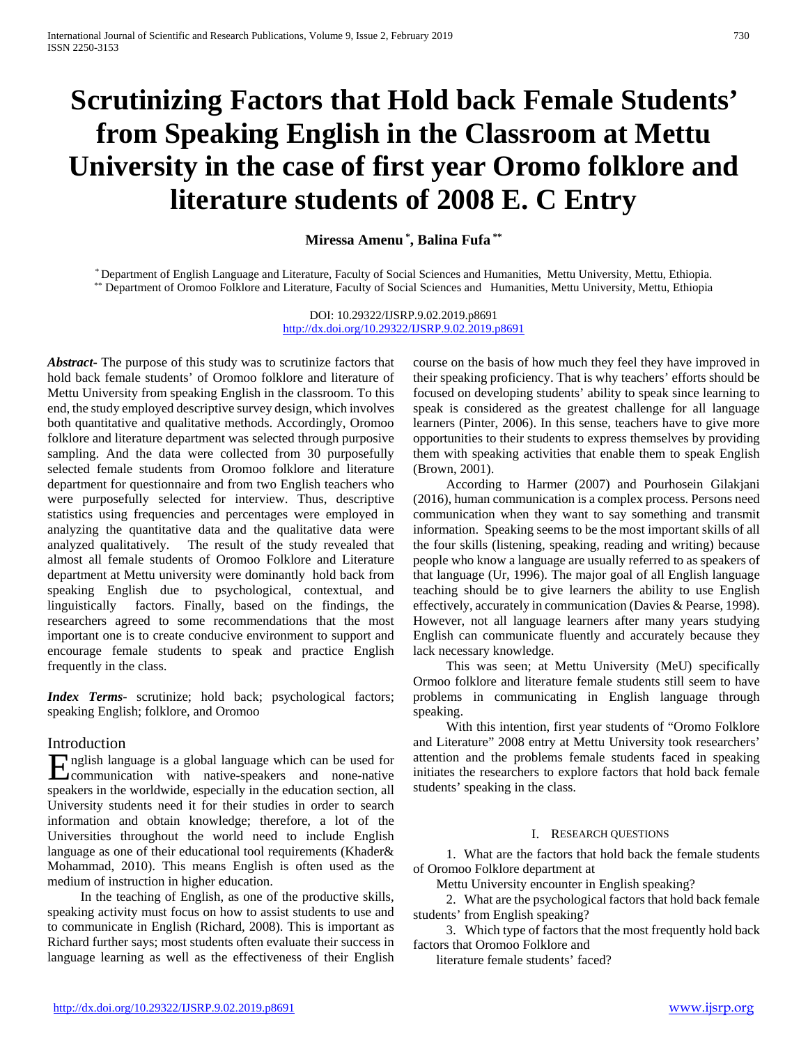# Scrutinizing Factors that Hold back Female Students' from Speaking English in the Classroom at Mettu University in the case of first year Oromo folklore and literature students of 2008 E. C Entry

**Miressa Amenu [*], Balina Fufa [**]**

[*] Department of English Language and Literature, Faculty of Social Sciences and Humanities, Mettu University, Mettu, Ethiopia.
[**] Department of Oromoo Folklore and Literature, Faculty of Social Sciences and Humanities, Mettu University, Mettu, Ethiopia

DOI: 10.29322/IJSRP.9.02.2019.p8691
http://dx.doi.org/10.29322/IJSRP.9.02.2019.p8691

***Abstract*-** The purpose of this study was to scrutinize factors that hold back female students' of Oromoo folklore and literature of Mettu University from speaking English in the classroom. To this end, the study employed descriptive survey design, which involves both quantitative and qualitative methods. Accordingly, Oromoo folklore and literature department was selected through purposive sampling. And the data were collected from 30 purposefully selected female students from Oromoo folklore and literature department for questionnaire and from two English teachers who were purposefully selected for interview. Thus, descriptive statistics using frequencies and percentages were employed in analyzing the quantitative data and the qualitative data were analyzed qualitatively. The result of the study revealed that almost all female students of Oromoo Folklore and Literature department at Mettu university were dominantly hold back from speaking English due to psychological, contextual, and linguistically factors. Finally, based on the findings, the researchers agreed to some recommendations that the most important one is to create conducive environment to support and encourage female students to speak and practice English frequently in the class.

***Index Terms*-** scrutinize; hold back; psychological factors; speaking English; folklore, and Oromoo

## Introduction

English language is a global language which can be used for communication with native-speakers and none-native speakers in the worldwide, especially in the education section, all University students need it for their studies in order to search information and obtain knowledge; therefore, a lot of the Universities throughout the world need to include English language as one of their educational tool requirements (Khader& Mohammad, 2010). This means English is often used as the medium of instruction in higher education.

In the teaching of English, as one of the productive skills, speaking activity must focus on how to assist students to use and to communicate in English (Richard, 2008). This is important as Richard further says; most students often evaluate their success in language learning as well as the effectiveness of their English course on the basis of how much they feel they have improved in their speaking proficiency. That is why teachers' efforts should be focused on developing students' ability to speak since learning to speak is considered as the greatest challenge for all language learners (Pinter, 2006). In this sense, teachers have to give more opportunities to their students to express themselves by providing them with speaking activities that enable them to speak English (Brown, 2001).

According to Harmer (2007) and Pourhosein Gilakjani (2016), human communication is a complex process. Persons need communication when they want to say something and transmit information. Speaking seems to be the most important skills of all the four skills (listening, speaking, reading and writing) because people who know a language are usually referred to as speakers of that language (Ur, 1996). The major goal of all English language teaching should be to give learners the ability to use English effectively, accurately in communication (Davies & Pearse, 1998). However, not all language learners after many years studying English can communicate fluently and accurately because they lack necessary knowledge.

This was seen; at Mettu University (MeU) specifically Ormoo folklore and literature female students still seem to have problems in communicating in English language through speaking.

With this intention, first year students of "Oromo Folklore and Literature" 2008 entry at Mettu University took researchers' attention and the problems female students faced in speaking initiates the researchers to explore factors that hold back female students' speaking in the class.

## I. Research Questions

1. What are the factors that hold back the female students of Oromoo Folklore department at Mettu University encounter in English speaking?
2. What are the psychological factors that hold back female students' from English speaking?
3. Which type of factors that the most frequently hold back factors that Oromoo Folklore and literature female students' faced?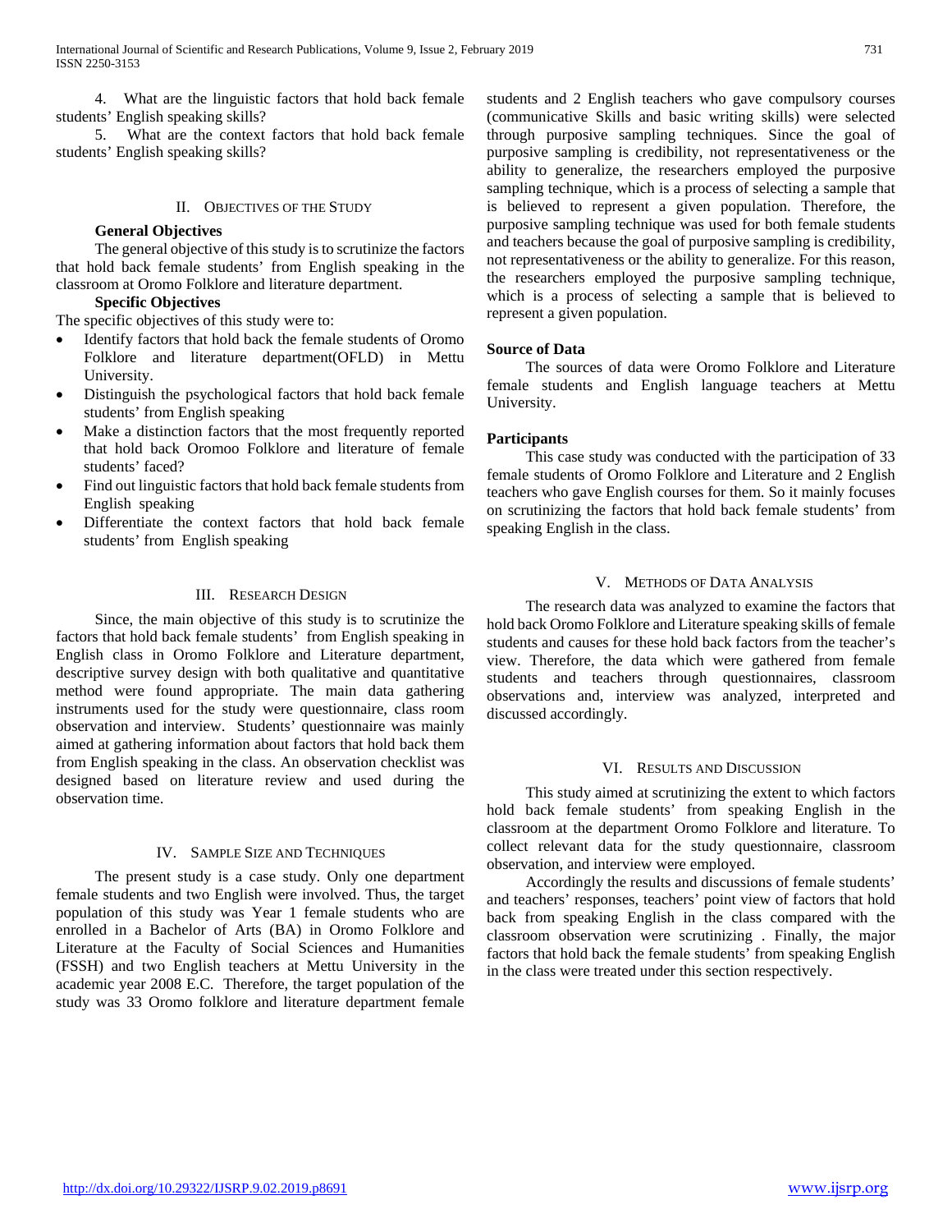4. What are the linguistic factors that hold back female students' English speaking skills?

5. What are the context factors that hold back female students' English speaking skills?

## II. Objectives of the Study

### General Objectives

The general objective of this study is to scrutinize the factors that hold back female students' from English speaking in the classroom at Oromo Folklore and literature department.

### Specific Objectives

The specific objectives of this study were to:

- Identify factors that hold back the female students of Oromo Folklore and literature department(OFLD) in Mettu University.
- Distinguish the psychological factors that hold back female students' from English speaking
- Make a distinction factors that the most frequently reported that hold back Oromoo Folklore and literature of female students' faced?
- Find out linguistic factors that hold back female students from English speaking
- Differentiate the context factors that hold back female students' from English speaking

## III. Research Design

Since, the main objective of this study is to scrutinize the factors that hold back female students' from English speaking in English class in Oromo Folklore and Literature department, descriptive survey design with both qualitative and quantitative method were found appropriate. The main data gathering instruments used for the study were questionnaire, class room observation and interview. Students' questionnaire was mainly aimed at gathering information about factors that hold back them from English speaking in the class. An observation checklist was designed based on literature review and used during the observation time.

## IV. Sample Size and Techniques

The present study is a case study. Only one department female students and two English were involved. Thus, the target population of this study was Year 1 female students who are enrolled in a Bachelor of Arts (BA) in Oromo Folklore and Literature at the Faculty of Social Sciences and Humanities (FSSH) and two English teachers at Mettu University in the academic year 2008 E.C. Therefore, the target population of the study was 33 Oromo folklore and literature department female students and 2 English teachers who gave compulsory courses (communicative Skills and basic writing skills) were selected through purposive sampling techniques. Since the goal of purposive sampling is credibility, not representativeness or the ability to generalize, the researchers employed the purposive sampling technique, which is a process of selecting a sample that is believed to represent a given population. Therefore, the purposive sampling technique was used for both female students and teachers because the goal of purposive sampling is credibility, not representativeness or the ability to generalize. For this reason, the researchers employed the purposive sampling technique, which is a process of selecting a sample that is believed to represent a given population.

**Source of Data**

The sources of data were Oromo Folklore and Literature female students and English language teachers at Mettu University.

**Participants**

This case study was conducted with the participation of 33 female students of Oromo Folklore and Literature and 2 English teachers who gave English courses for them. So it mainly focuses on scrutinizing the factors that hold back female students' from speaking English in the class.

## V. Methods of Data Analysis

The research data was analyzed to examine the factors that hold back Oromo Folklore and Literature speaking skills of female students and causes for these hold back factors from the teacher's view. Therefore, the data which were gathered from female students and teachers through questionnaires, classroom observations and, interview was analyzed, interpreted and discussed accordingly.

## VI. Results and Discussion

This study aimed at scrutinizing the extent to which factors hold back female students' from speaking English in the classroom at the department Oromo Folklore and literature. To collect relevant data for the study questionnaire, classroom observation, and interview were employed.

Accordingly the results and discussions of female students' and teachers' responses, teachers' point view of factors that hold back from speaking English in the class compared with the classroom observation were scrutinizing . Finally, the major factors that hold back the female students' from speaking English in the class were treated under this section respectively.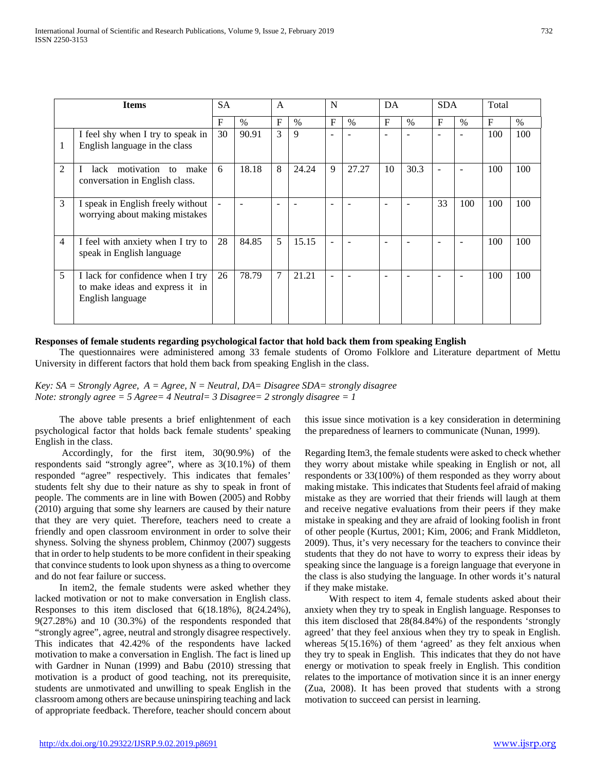| Items | | SA | | A | | N | | DA | | SDA | | Total | |
|---|---|---|---|---|---|---|---|---|---|---|---|---|---|
| | | F | % | F | % | F | % | F | % | F | % | F | % |
| 1 | I feel shy when I try to speak in English language in the class | 30 | 90.91 | 3 | 9 | - | - | - | - | - | - | 100 | 100 |
| 2 | I lack motivation to make conversation in English class. | 6 | 18.18 | 8 | 24.24 | 9 | 27.27 | 10 | 30.3 | - | - | 100 | 100 |
| 3 | I speak in English freely without worrying about making mistakes | - | - | - | - | - | - | - | - | 33 | 100 | 100 | 100 |
| 4 | I feel with anxiety when I try to speak in English language | 28 | 84.85 | 5 | 15.15 | - | - | - | - | - | - | 100 | 100 |
| 5 | I lack for confidence when I try to make ideas and express it in English language | 26 | 78.79 | 7 | 21.21 | - | - | - | - | - | - | 100 | 100 |

**Responses of female students regarding psychological factor that hold back them from speaking English**

The questionnaires were administered among 33 female students of Oromo Folklore and Literature department of Mettu University in different factors that hold them back from speaking English in the class.

*Key: SA = Strongly Agree, A = Agree, N = Neutral, DA= Disagree SDA= strongly disagree*
*Note: strongly agree = 5 Agree= 4 Neutral= 3 Disagree= 2 strongly disagree = 1*

The above table presents a brief enlightenment of each psychological factor that holds back female students' speaking English in the class.

Accordingly, for the first item, 30(90.9%) of the respondents said "strongly agree", where as 3(10.1%) of them responded "agree" respectively. This indicates that females' students felt shy due to their nature as shy to speak in front of people. The comments are in line with Bowen (2005) and Robby (2010) arguing that some shy learners are caused by their nature that they are very quiet. Therefore, teachers need to create a friendly and open classroom environment in order to solve their shyness. Solving the shyness problem, Chinmoy (2007) suggests that in order to help students to be more confident in their speaking that convince students to look upon shyness as a thing to overcome and do not fear failure or success.

In item2, the female students were asked whether they lacked motivation or not to make conversation in English class. Responses to this item disclosed that 6(18.18%), 8(24.24%), 9(27.28%) and 10 (30.3%) of the respondents responded that "strongly agree", agree, neutral and strongly disagree respectively. This indicates that 42.42% of the respondents have lacked motivation to make a conversation in English. The fact is lined up with Gardner in Nunan (1999) and Babu (2010) stressing that motivation is a product of good teaching, not its prerequisite, students are unmotivated and unwilling to speak English in the classroom among others are because uninspiring teaching and lack of appropriate feedback. Therefore, teacher should concern about this issue since motivation is a key consideration in determining the preparedness of learners to communicate (Nunan, 1999).

Regarding Item3, the female students were asked to check whether they worry about mistake while speaking in English or not, all respondents or 33(100%) of them responded as they worry about making mistake. This indicates that Students feel afraid of making mistake as they are worried that their friends will laugh at them and receive negative evaluations from their peers if they make mistake in speaking and they are afraid of looking foolish in front of other people (Kurtus, 2001; Kim, 2006; and Frank Middleton, 2009). Thus, it's very necessary for the teachers to convince their students that they do not have to worry to express their ideas by speaking since the language is a foreign language that everyone in the class is also studying the language. In other words it's natural if they make mistake.

With respect to item 4, female students asked about their anxiety when they try to speak in English language. Responses to this item disclosed that 28(84.84%) of the respondents 'strongly agreed' that they feel anxious when they try to speak in English. whereas 5(15.16%) of them 'agreed' as they felt anxious when they try to speak in English. This indicates that they do not have energy or motivation to speak freely in English. This condition relates to the importance of motivation since it is an inner energy (Zua, 2008). It has been proved that students with a strong motivation to succeed can persist in learning.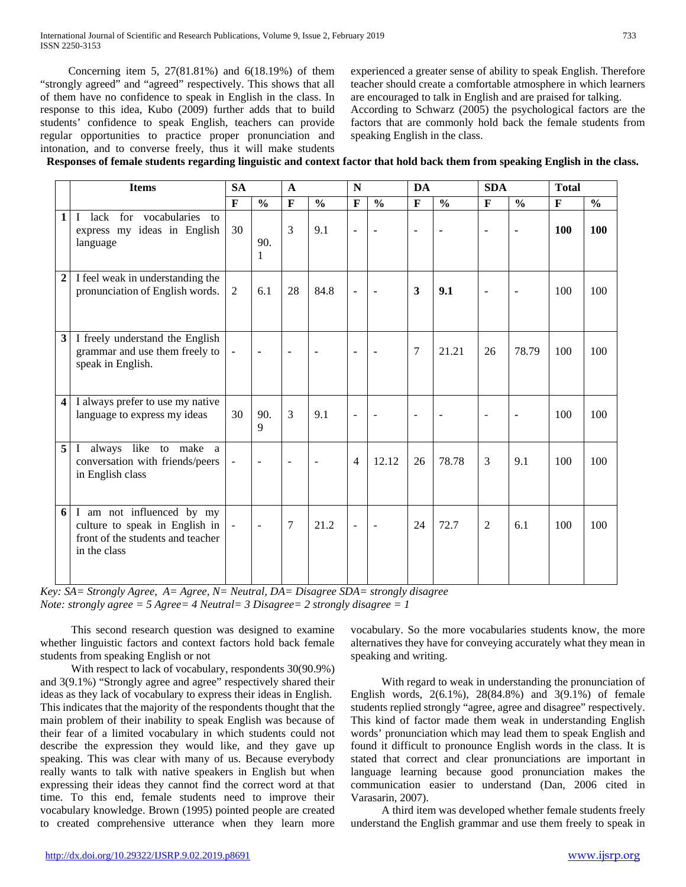Concerning item 5, 27(81.81%) and 6(18.19%) of them "strongly agreed" and "agreed" respectively. This shows that all of them have no confidence to speak in English in the class. In response to this idea, Kubo (2009) further adds that to build students' confidence to speak English, teachers can provide regular opportunities to practice proper pronunciation and intonation, and to converse freely, thus it will make students experienced a greater sense of ability to speak English. Therefore teacher should create a comfortable atmosphere in which learners are encouraged to talk in English and are praised for talking.
According to Schwarz (2005) the psychological factors are the factors that are commonly hold back the female students from speaking English in the class.

**Responses of female students regarding linguistic and context factor that hold back them from speaking English in the class.**

| | Items | SA | | A | | N | | DA | | SDA | | Total | |
|---|---|---|---|---|---|---|---|---|---|---|---|---|---|
| | | F | % | F | % | F | % | F | % | F | % | F | % |
| **1** | I lack for vocabularies to express my ideas in English language | 30 | 90.1 | 3 | 9.1 | - | - | - | - | - | - | **100** | **100** |
| **2** | I feel weak in understanding the pronunciation of English words. | 2 | 6.1 | 28 | 84.8 | - | - | **3** | **9.1** | - | - | 100 | 100 |
| **3** | I freely understand the English grammar and use them freely to speak in English. | - | - | - | - | - | - | 7 | 21.21 | 26 | 78.79 | 100 | 100 |
| **4** | I always prefer to use my native language to express my ideas | 30 | 90.9 | 3 | 9.1 | - | - | - | - | - | - | 100 | 100 |
| **5** | I always like to make a conversation with friends/peers in English class | - | - | - | - | 4 | 12.12 | 26 | 78.78 | 3 | 9.1 | 100 | 100 |
| **6** | I am not influenced by my culture to speak in English in front of the students and teacher in the class | - | - | 7 | 21.2 | - | - | 24 | 72.7 | 2 | 6.1 | 100 | 100 |

*Key: SA= Strongly Agree, A= Agree, N= Neutral, DA= Disagree SDA= strongly disagree*
*Note: strongly agree = 5 Agree= 4 Neutral= 3 Disagree= 2 strongly disagree = 1*

This second research question was designed to examine whether linguistic factors and context factors hold back female students from speaking English or not

With respect to lack of vocabulary, respondents 30(90.9%) and 3(9.1%) "Strongly agree and agree" respectively shared their ideas as they lack of vocabulary to express their ideas in English. This indicates that the majority of the respondents thought that the main problem of their inability to speak English was because of their fear of a limited vocabulary in which students could not describe the expression they would like, and they gave up speaking. This was clear with many of us. Because everybody really wants to talk with native speakers in English but when expressing their ideas they cannot find the correct word at that time. To this end, female students need to improve their vocabulary knowledge. Brown (1995) pointed people are created to created comprehensive utterance when they learn more vocabulary. So the more vocabularies students know, the more alternatives they have for conveying accurately what they mean in speaking and writing.

With regard to weak in understanding the pronunciation of English words, 2(6.1%), 28(84.8%) and 3(9.1%) of female students replied strongly "agree, agree and disagree" respectively. This kind of factor made them weak in understanding English words' pronunciation which may lead them to speak English and found it difficult to pronounce English words in the class. It is stated that correct and clear pronunciations are important in language learning because good pronunciation makes the communication easier to understand (Dan, 2006 cited in Varasarin, 2007).

A third item was developed whether female students freely understand the English grammar and use them freely to speak in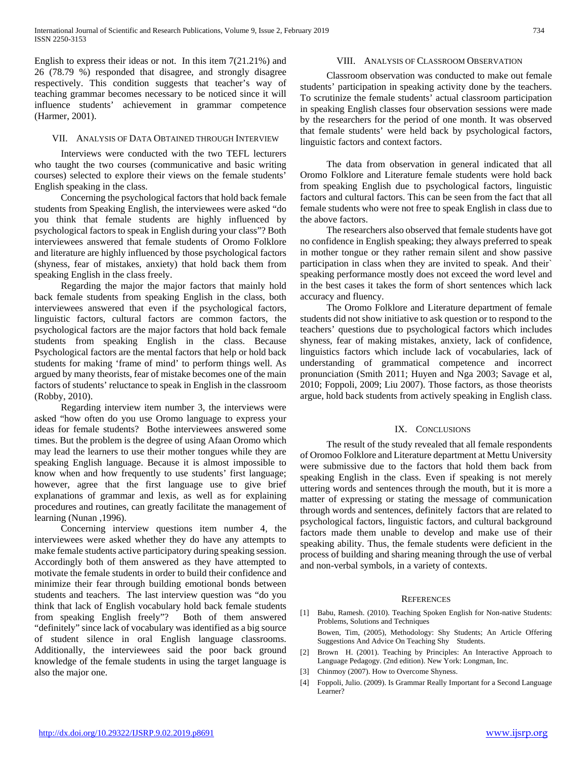English to express their ideas or not. In this item 7(21.21%) and 26 (78.79 %) responded that disagree, and strongly disagree respectively. This condition suggests that teacher's way of teaching grammar becomes necessary to be noticed since it will influence students' achievement in grammar competence (Harmer, 2001).

## VII. Analysis of Data Obtained through Interview

Interviews were conducted with the two TEFL lecturers who taught the two courses (communicative and basic writing courses) selected to explore their views on the female students' English speaking in the class.

Concerning the psychological factors that hold back female students from Speaking English, the interviewees were asked "do you think that female students are highly influenced by psychological factors to speak in English during your class"? Both interviewees answered that female students of Oromo Folklore and literature are highly influenced by those psychological factors (shyness, fear of mistakes, anxiety) that hold back them from speaking English in the class freely.

Regarding the major the major factors that mainly hold back female students from speaking English in the class, both interviewees answered that even if the psychological factors, linguistic factors, cultural factors are common factors, the psychological factors are the major factors that hold back female students from speaking English in the class. Because Psychological factors are the mental factors that help or hold back students for making 'frame of mind' to perform things well. As argued by many theorists, fear of mistake becomes one of the main factors of students' reluctance to speak in English in the classroom (Robby, 2010).

Regarding interview item number 3, the interviews were asked "how often do you use Oromo language to express your ideas for female students? Bothe interviewees answered some times. But the problem is the degree of using Afaan Oromo which may lead the learners to use their mother tongues while they are speaking English language. Because it is almost impossible to know when and how frequently to use students' first language; however, agree that the first language use to give brief explanations of grammar and lexis, as well as for explaining procedures and routines, can greatly facilitate the management of learning (Nunan ,1996).

Concerning interview questions item number 4, the interviewees were asked whether they do have any attempts to make female students active participatory during speaking session. Accordingly both of them answered as they have attempted to motivate the female students in order to build their confidence and minimize their fear through building emotional bonds between students and teachers. The last interview question was "do you think that lack of English vocabulary hold back female students from speaking English freely"? Both of them answered "definitely" since lack of vocabulary was identified as a big source of student silence in oral English language classrooms. Additionally, the interviewees said the poor back ground knowledge of the female students in using the target language is also the major one.

## VIII. Analysis of Classroom Observation

Classroom observation was conducted to make out female students' participation in speaking activity done by the teachers. To scrutinize the female students' actual classroom participation in speaking English classes four observation sessions were made by the researchers for the period of one month. It was observed that female students' were held back by psychological factors, linguistic factors and context factors.

The data from observation in general indicated that all Oromo Folklore and Literature female students were hold back from speaking English due to psychological factors, linguistic factors and cultural factors. This can be seen from the fact that all female students who were not free to speak English in class due to the above factors.

The researchers also observed that female students have got no confidence in English speaking; they always preferred to speak in mother tongue or they rather remain silent and show passive participation in class when they are invited to speak. And their` speaking performance mostly does not exceed the word level and in the best cases it takes the form of short sentences which lack accuracy and fluency.

The Oromo Folklore and Literature department of female students did not show initiative to ask question or to respond to the teachers' questions due to psychological factors which includes shyness, fear of making mistakes, anxiety, lack of confidence, linguistics factors which include lack of vocabularies, lack of understanding of grammatical competence and incorrect pronunciation (Smith 2011; Huyen and Nga 2003; Savage et al, 2010; Foppoli, 2009; Liu 2007). Those factors, as those theorists argue, hold back students from actively speaking in English class.

## IX. Conclusions

The result of the study revealed that all female respondents of Oromoo Folklore and Literature department at Mettu University were submissive due to the factors that hold them back from speaking English in the class. Even if speaking is not merely uttering words and sentences through the mouth, but it is more a matter of expressing or stating the message of communication through words and sentences, definitely factors that are related to psychological factors, linguistic factors, and cultural background factors made them unable to develop and make use of their speaking ability. Thus, the female students were deficient in the process of building and sharing meaning through the use of verbal and non-verbal symbols, in a variety of contexts.

## References

[1] Babu, Ramesh. (2010). Teaching Spoken English for Non-native Students: Problems, Solutions and Techniques

Bowen, Tim, (2005), Methodology: Shy Students; An Article Offering Suggestions And Advice On Teaching Shy Students.

[2] Brown H. (2001). Teaching by Principles: An Interactive Approach to Language Pedagogy. (2nd edition). New York: Longman, Inc.

[3] Chinmoy (2007). How to Overcome Shyness.

[4] Foppoli, Julio. (2009). Is Grammar Really Important for a Second Language Learner?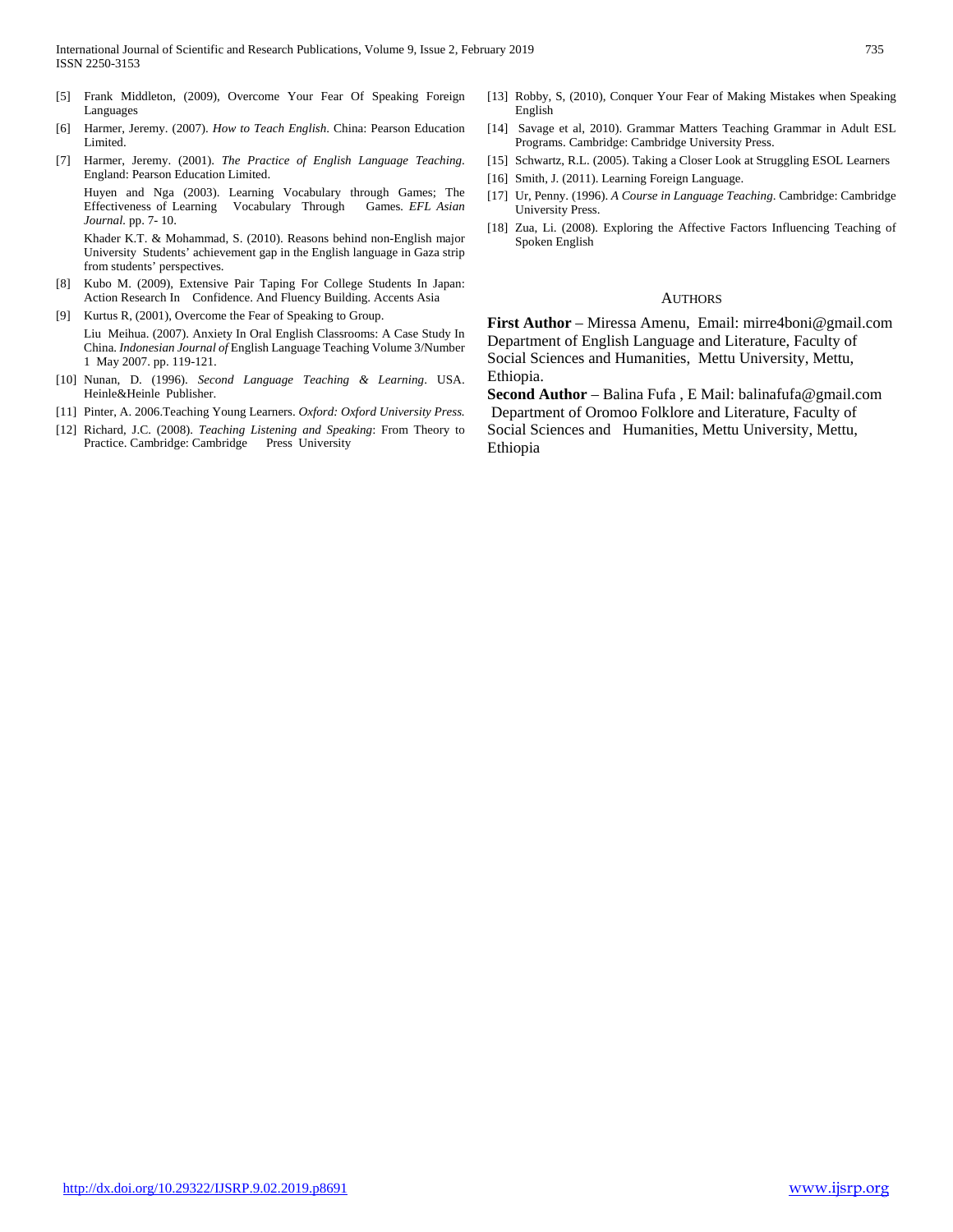[5] Frank Middleton, (2009), Overcome Your Fear Of Speaking Foreign Languages

[6] Harmer, Jeremy. (2007). *How to Teach English*. China: Pearson Education Limited.

[7] Harmer, Jeremy. (2001). *The Practice of English Language Teaching*. England: Pearson Education Limited.

Huyen and Nga (2003). Learning Vocabulary through Games; The Effectiveness of Learning Vocabulary Through Games. *EFL Asian Journal*. pp. 7- 10.

Khader K.T. & Mohammad, S. (2010). Reasons behind non-English major University Students' achievement gap in the English language in Gaza strip from students' perspectives.

[8] Kubo M. (2009), Extensive Pair Taping For College Students In Japan: Action Research In Confidence. And Fluency Building. Accents Asia

[9] Kurtus R, (2001), Overcome the Fear of Speaking to Group.

Liu Meihua. (2007). Anxiety In Oral English Classrooms: A Case Study In China. *Indonesian Journal of* English Language Teaching Volume 3/Number 1 May 2007. pp. 119-121.

[10] Nunan, D. (1996). *Second Language Teaching & Learning*. USA. Heinle&Heinle Publisher.

[11] Pinter, A. 2006.Teaching Young Learners. *Oxford: Oxford University Press.*

[12] Richard, J.C. (2008). *Teaching Listening and Speaking*: From Theory to Practice. Cambridge: Cambridge Press University

[13] Robby, S, (2010), Conquer Your Fear of Making Mistakes when Speaking English

[14] Savage et al, 2010). Grammar Matters Teaching Grammar in Adult ESL Programs. Cambridge: Cambridge University Press.

[15] Schwartz, R.L. (2005). Taking a Closer Look at Struggling ESOL Learners

[16] Smith, J. (2011). Learning Foreign Language.

[17] Ur, Penny. (1996). *A Course in Language Teaching*. Cambridge: Cambridge University Press.

[18] Zua, Li. (2008). Exploring the Affective Factors Influencing Teaching of Spoken English

## AUTHORS

**First Author** – Miressa Amenu, Email: mirre4boni@gmail.com Department of English Language and Literature, Faculty of Social Sciences and Humanities, Mettu University, Mettu, Ethiopia.

**Second Author** – Balina Fufa , E Mail: balinafufa@gmail.com Department of Oromoo Folklore and Literature, Faculty of Social Sciences and Humanities, Mettu University, Mettu, Ethiopia